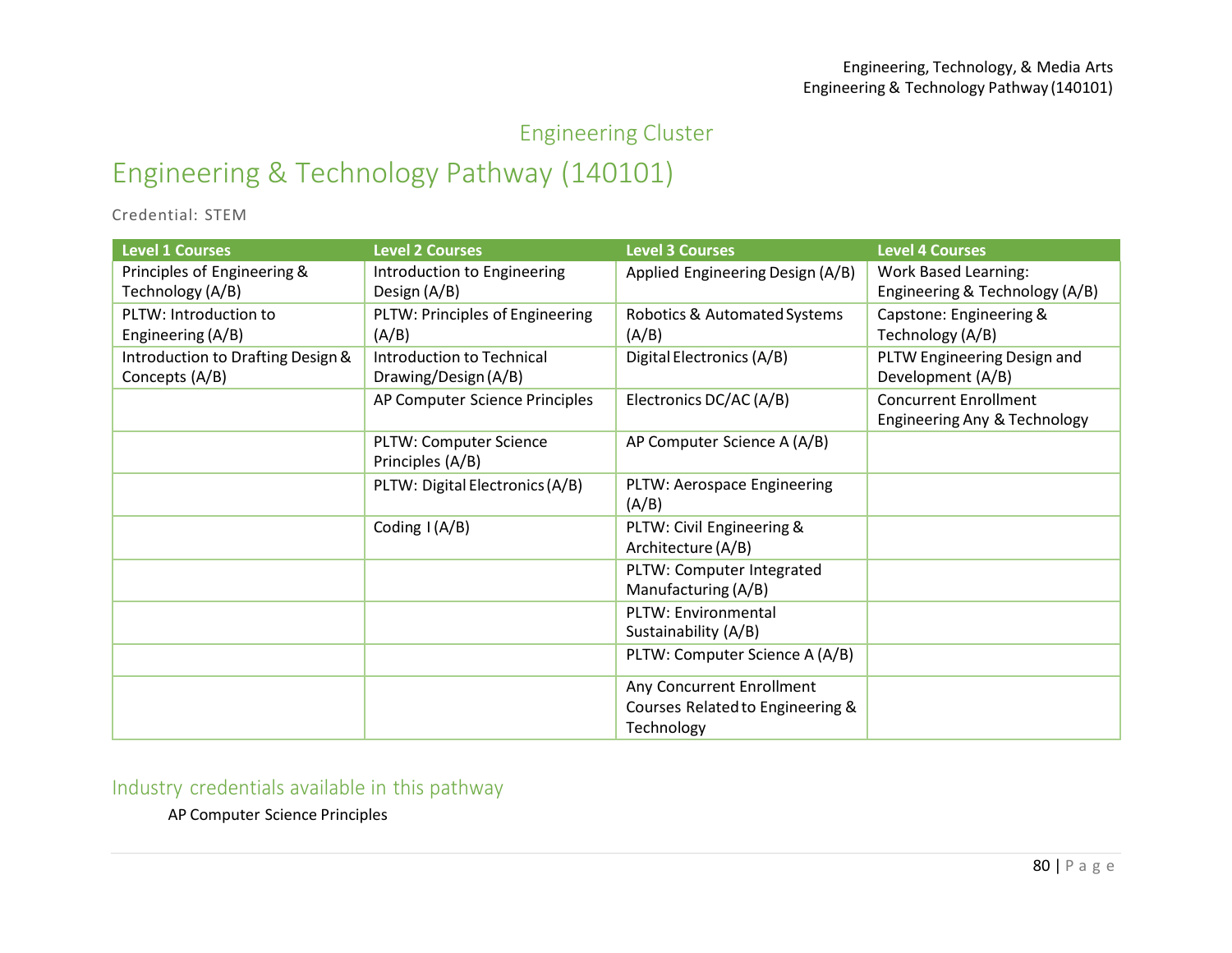Engineering Cluster

# Engineering & Technology Pathway (140101)

Credential: STEM

| Level 1 Courses | Level 2 Courses | Level 3 Courses | Level 4 Courses |
|---|---|---|---|
| Principles of Engineering & Technology (A/B) | Introduction to Engineering Design (A/B) | Applied Engineering Design (A/B) | Work Based Learning: Engineering & Technology (A/B) |
| PLTW: Introduction to Engineering (A/B) | PLTW: Principles of Engineering (A/B) | Robotics & Automated Systems (A/B) | Capstone: Engineering & Technology (A/B) |
| Introduction to Drafting Design & Concepts (A/B) | Introduction to Technical Drawing/Design (A/B) | Digital Electronics (A/B) | PLTW Engineering Design and Development (A/B) |
| | AP Computer Science Principles | Electronics DC/AC (A/B) | Concurrent Enrollment Engineering Any & Technology |
| | PLTW: Computer Science Principles (A/B) | AP Computer Science A (A/B) | |
| | PLTW: Digital Electronics (A/B) | PLTW: Aerospace Engineering (A/B) | |
| | Coding I (A/B) | PLTW: Civil Engineering & Architecture (A/B) | |
| | | PLTW: Computer Integrated Manufacturing (A/B) | |
| | | PLTW: Environmental Sustainability (A/B) | |
| | | PLTW: Computer Science A (A/B) | |
| | | Any Concurrent Enrollment Courses Related to Engineering & Technology | |

## Industry credentials available in this pathway

AP Computer Science Principles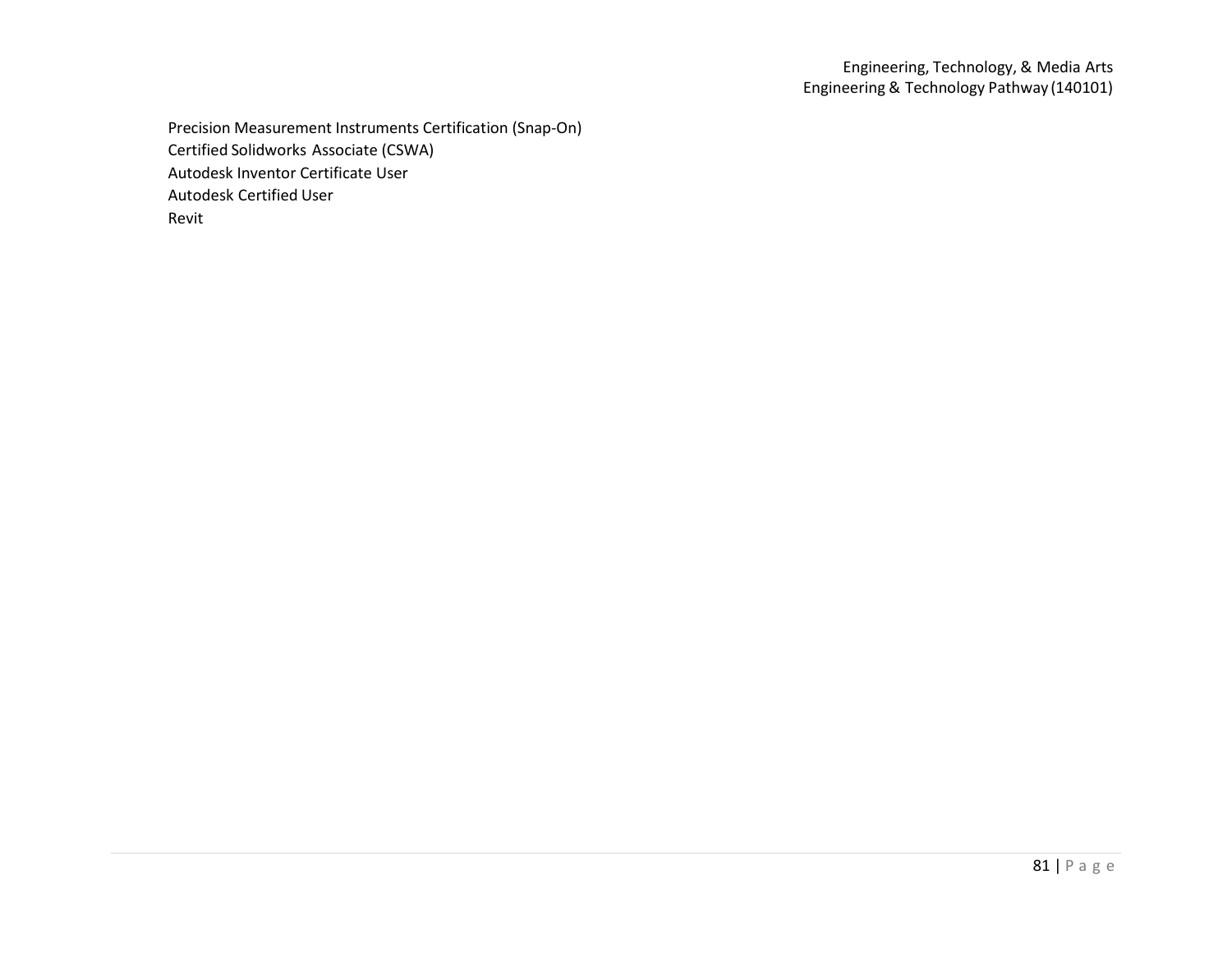Precision Measurement Instruments Certification (Snap-On)
Certified Solidworks Associate (CSWA)
Autodesk Inventor Certificate User
Autodesk Certified User
Revit